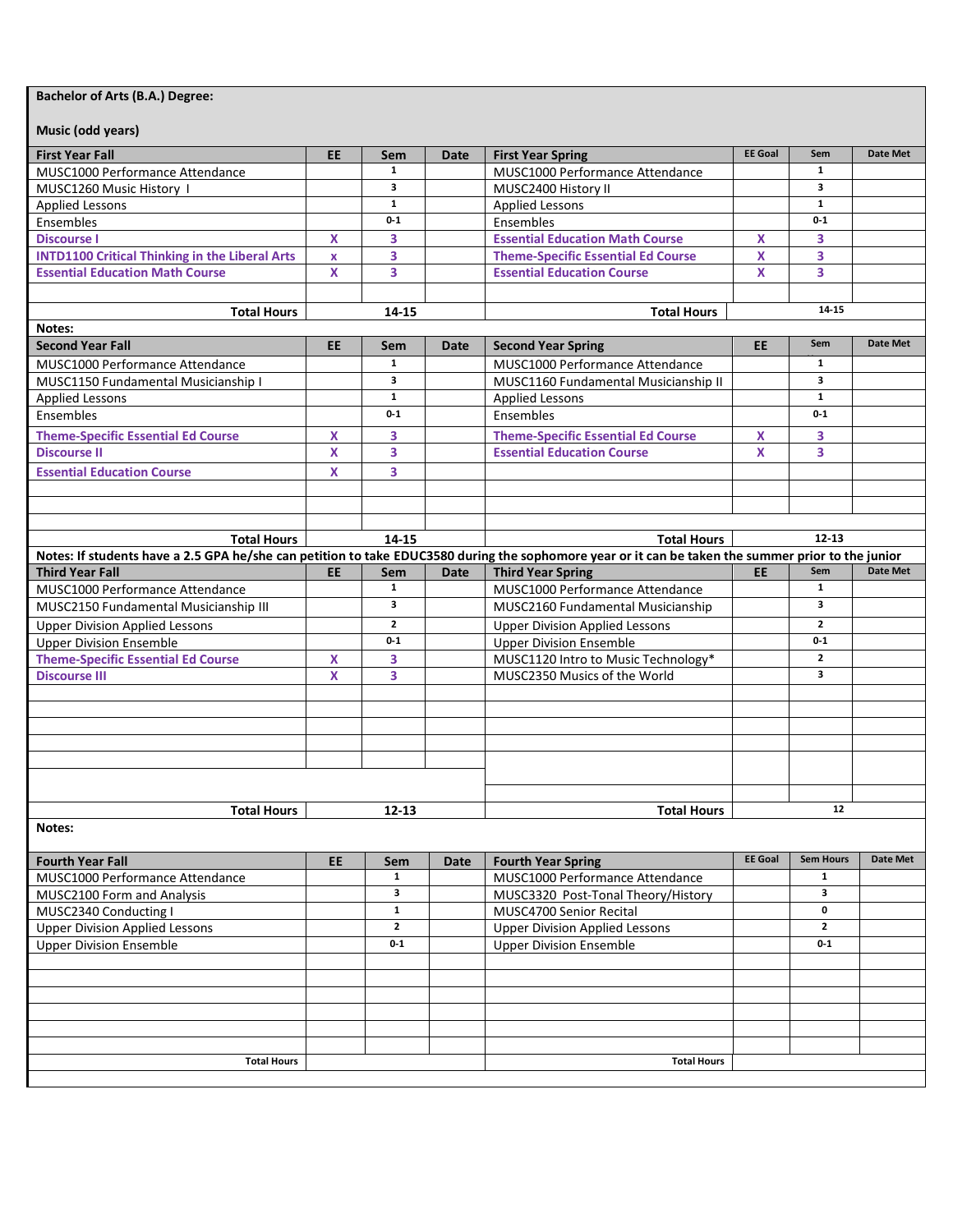**Bachelor of Arts (B.A.) Degree:**

**Music (odd years)**

| First Year Fall | EE | Sem | Date | First Year Spring | EE Goal | Sem | Date Met |
|---|---|---|---|---|---|---|---|
| MUSC1000 Performance Attendance | | 1 | | MUSC1000 Performance Attendance | | 1 | |
| MUSC1260 Music History I | | 3 | | MUSC2400 History II | | 3 | |
| Applied Lessons | | 1 | | Applied Lessons | | 1 | |
| Ensembles | | 0-1 | | Ensembles | | 0-1 | |
| **Discourse I** | **X** | **3** | | **Essential Education Math Course** | **X** | **3** | |
| **INTD1100 Critical Thinking in the Liberal Arts** | **x** | **3** | | **Theme-Specific Essential Ed Course** | **X** | **3** | |
| **Essential Education Math Course** | **X** | **3** | | **Essential Education Course** | **X** | **3** | |
| | | | | | | | |
| **Total Hours** | | **14-15** | | **Total Hours** | | **14-15** | |

**Notes:**

| Second Year Fall | EE | Sem | Date | Second Year Spring | EE | Sem | Date Met |
|---|---|---|---|---|---|---|---|
| MUSC1000 Performance Attendance | | 1 | | MUSC1000 Performance Attendance | | 1 | |
| MUSC1150 Fundamental Musicianship I | | 3 | | MUSC1160 Fundamental Musicianship II | | 3 | |
| Applied Lessons | | 1 | | Applied Lessons | | 1 | |
| Ensembles | | 0-1 | | Ensembles | | 0-1 | |
| **Theme-Specific Essential Ed Course** | **X** | **3** | | **Theme-Specific Essential Ed Course** | **X** | **3** | |
| **Discourse II** | **X** | **3** | | **Essential Education Course** | **X** | **3** | |
| **Essential Education Course** | **X** | **3** | | | | | |
| | | | | | | | |
| | | | | | | | |
| | | | | | | | |
| **Total Hours** | | **14-15** | | **Total Hours** | | **12-13** | |

**Notes: If students have a 2.5 GPA he/she can petition to take EDUC3580 during the sophomore year or it can be taken the summer prior to the junior**

| Third Year Fall | EE | Sem | Date | Third Year Spring | EE | Sem | Date Met |
|---|---|---|---|---|---|---|---|
| MUSC1000 Performance Attendance | | 1 | | MUSC1000 Performance Attendance | | 1 | |
| MUSC2150 Fundamental Musicianship III | | 3 | | MUSC2160 Fundamental Musicianship | | 3 | |
| Upper Division Applied Lessons | | 2 | | Upper Division Applied Lessons | | 2 | |
| Upper Division Ensemble | | 0-1 | | Upper Division Ensemble | | 0-1 | |
| **Theme-Specific Essential Ed Course** | **X** | **3** | | MUSC1120 Intro to Music Technology* | | 2 | |
| **Discourse III** | **X** | **3** | | MUSC2350 Musics of the World | | 3 | |
| | | | | | | | |
| | | | | | | | |
| | | | | | | | |
| | | | | | | | |
| | | | | | | | |
| | | | | | | | |
| **Total Hours** | | **12-13** | | **Total Hours** | | **12** | |

**Notes:**

| Fourth Year Fall | EE | Sem | Date | Fourth Year Spring | EE Goal | Sem Hours | Date Met |
|---|---|---|---|---|---|---|---|
| MUSC1000 Performance Attendance | | 1 | | MUSC1000 Performance Attendance | | 1 | |
| MUSC2100 Form and Analysis | | 3 | | MUSC3320 Post-Tonal Theory/History | | 3 | |
| MUSC2340 Conducting I | | 1 | | MUSC4700 Senior Recital | | 0 | |
| Upper Division Applied Lessons | | 2 | | Upper Division Applied Lessons | | 2 | |
| Upper Division Ensemble | | 0-1 | | Upper Division Ensemble | | 0-1 | |
| | | | | | | | |
| | | | | | | | |
| | | | | | | | |
| | | | | | | | |
| | | | | | | | |
| | | | | | | | |
| **Total Hours** | | | | **Total Hours** | | | |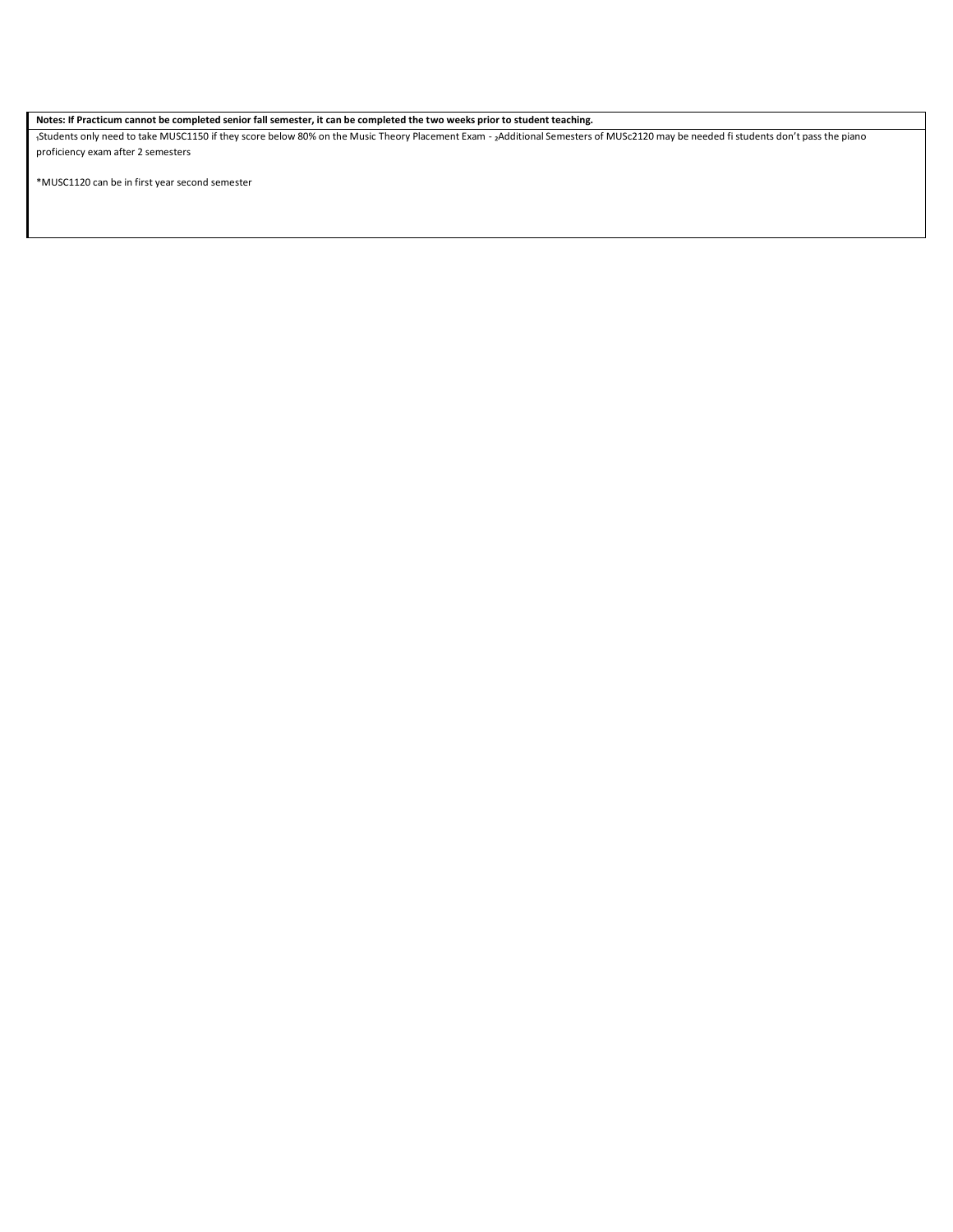**Notes: If Practicum cannot be completed senior fall semester, it can be completed the two weeks prior to student teaching.**

[1]Students only need to take MUSC1150 if they score below 80% on the Music Theory Placement Exam - [2]Additional Semesters of MUSc2120 may be needed fi students don't pass the piano proficiency exam after 2 semesters

*MUSC1120 can be in first year second semester